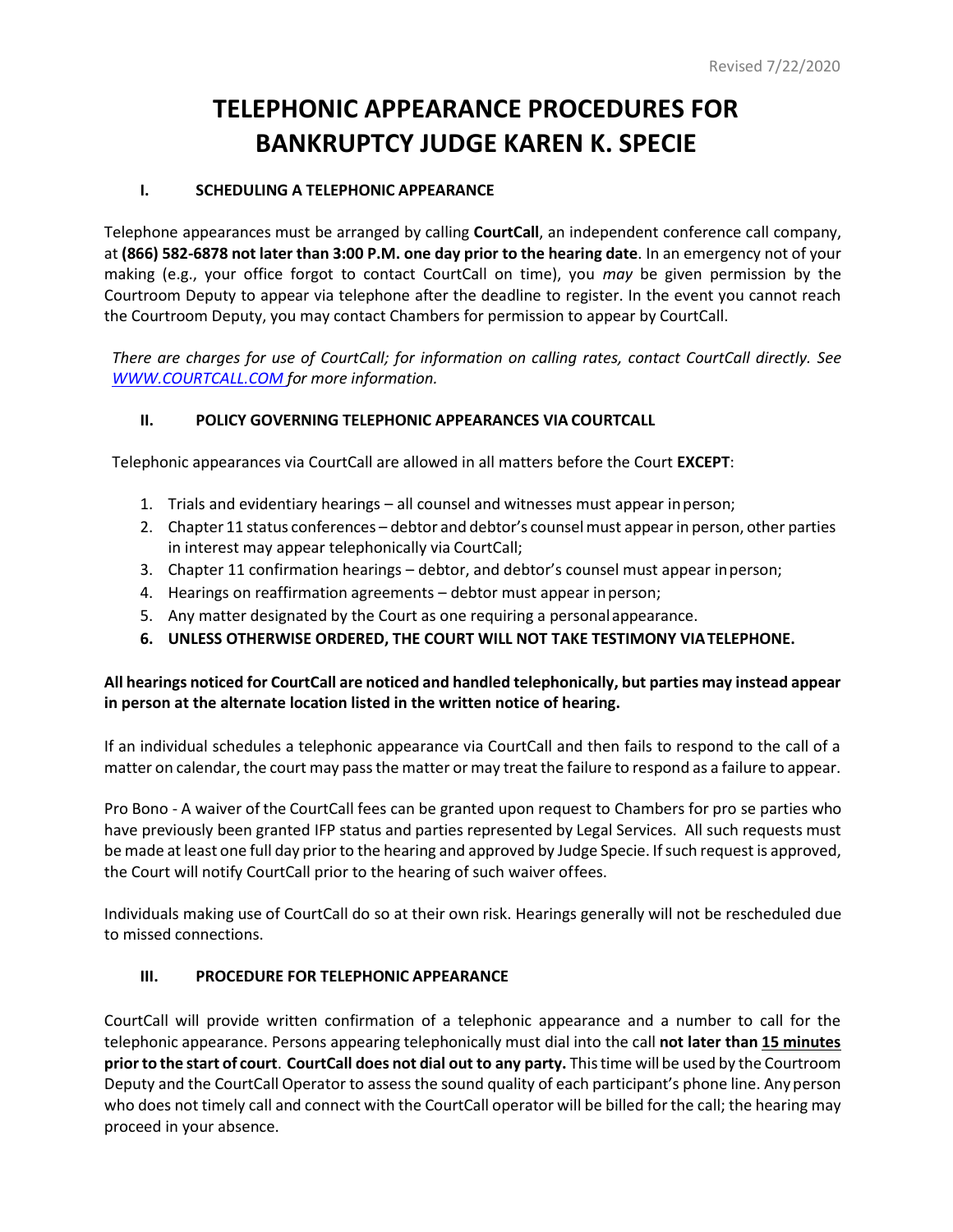Revised 7/22/2020

# TELEPHONIC APPEARANCE PROCEDURES FOR BANKRUPTCY JUDGE KAREN K. SPECIE

## I. SCHEDULING A TELEPHONIC APPEARANCE

Telephone appearances must be arranged by calling **CourtCall**, an independent conference call company, at **(866) 582-6878 not later than 3:00 P.M. one day prior to the hearing date**. In an emergency not of your making (e.g., your office forgot to contact CourtCall on time), you *may* be given permission by the Courtroom Deputy to appear via telephone after the deadline to register. In the event you cannot reach the Courtroom Deputy, you may contact Chambers for permission to appear by CourtCall.

*There are charges for use of CourtCall; for information on calling rates, contact CourtCall directly. See [WWW.COURTCALL.COM](http://WWW.COURTCALL.COM) for more information.*

## II. POLICY GOVERNING TELEPHONIC APPEARANCES VIA COURTCALL

Telephonic appearances via CourtCall are allowed in all matters before the Court **EXCEPT**:

1. Trials and evidentiary hearings – all counsel and witnesses must appear in person;
2. Chapter 11 status conferences – debtor and debtor's counsel must appear in person, other parties in interest may appear telephonically via CourtCall;
3. Chapter 11 confirmation hearings – debtor, and debtor's counsel must appear in person;
4. Hearings on reaffirmation agreements – debtor must appear in person;
5. Any matter designated by the Court as one requiring a personal appearance.
6. **UNLESS OTHERWISE ORDERED, THE COURT WILL NOT TAKE TESTIMONY VIA TELEPHONE.**

**All hearings noticed for CourtCall are noticed and handled telephonically, but parties may instead appear in person at the alternate location listed in the written notice of hearing.**

If an individual schedules a telephonic appearance via CourtCall and then fails to respond to the call of a matter on calendar, the court may pass the matter or may treat the failure to respond as a failure to appear.

Pro Bono - A waiver of the CourtCall fees can be granted upon request to Chambers for pro se parties who have previously been granted IFP status and parties represented by Legal Services. All such requests must be made at least one full day prior to the hearing and approved by Judge Specie. If such request is approved, the Court will notify CourtCall prior to the hearing of such waiver of fees.

Individuals making use of CourtCall do so at their own risk. Hearings generally will not be rescheduled due to missed connections.

## III. PROCEDURE FOR TELEPHONIC APPEARANCE

CourtCall will provide written confirmation of a telephonic appearance and a number to call for the telephonic appearance. Persons appearing telephonically must dial into the call **not later than <u>15 minutes</u> prior to the start of court**. **CourtCall does not dial out to any party.** This time will be used by the Courtroom Deputy and the CourtCall Operator to assess the sound quality of each participant's phone line. Any person who does not timely call and connect with the CourtCall operator will be billed for the call; the hearing may proceed in your absence.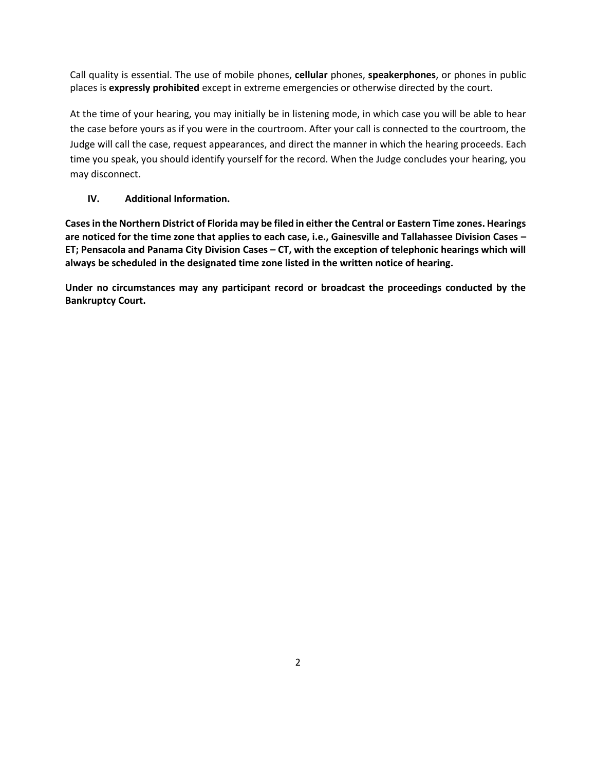Call quality is essential. The use of mobile phones, **cellular** phones, **speakerphones**, or phones in public places is **expressly prohibited** except in extreme emergencies or otherwise directed by the court.

At the time of your hearing, you may initially be in listening mode, in which case you will be able to hear the case before yours as if you were in the courtroom. After your call is connected to the courtroom, the Judge will call the case, request appearances, and direct the manner in which the hearing proceeds. Each time you speak, you should identify yourself for the record. When the Judge concludes your hearing, you may disconnect.

## IV. Additional Information.

**Cases in the Northern District of Florida may be filed in either the Central or Eastern Time zones. Hearings are noticed for the time zone that applies to each case, i.e., Gainesville and Tallahassee Division Cases – ET; Pensacola and Panama City Division Cases – CT, with the exception of telephonic hearings which will always be scheduled in the designated time zone listed in the written notice of hearing.**

**Under no circumstances may any participant record or broadcast the proceedings conducted by the Bankruptcy Court.**